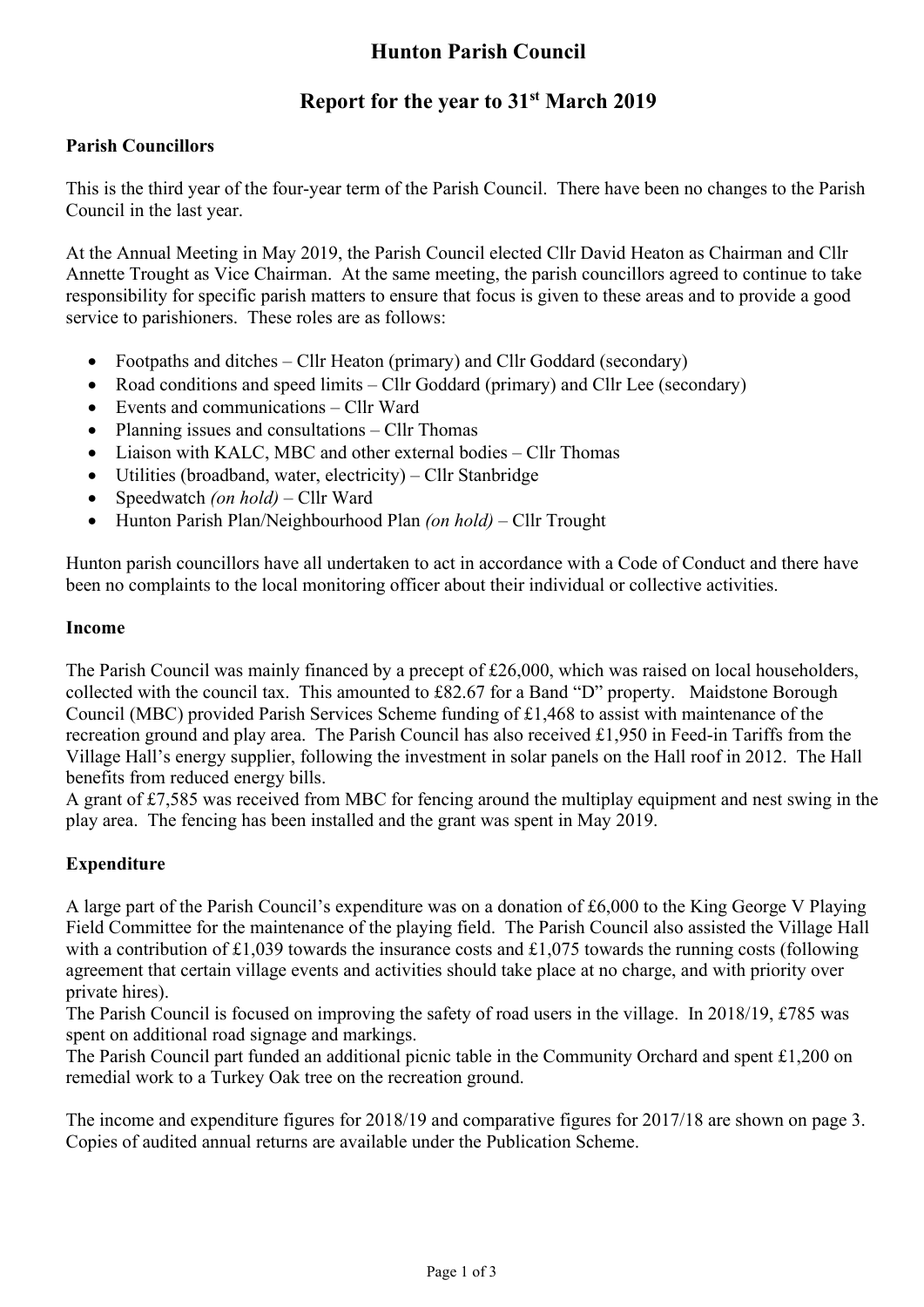# Hunton Parish Council

## Report for the year to 31st March 2019

### Parish Councillors

This is the third year of the four-year term of the Parish Council. There have been no changes to the Parish Council in the last year.

At the Annual Meeting in May 2019, the Parish Council elected Cllr David Heaton as Chairman and Cllr Annette Trought as Vice Chairman. At the same meeting, the parish councillors agreed to continue to take responsibility for specific parish matters to ensure that focus is given to these areas and to provide a good service to parishioners. These roles are as follows:

- Footpaths and ditches – Cllr Heaton (primary) and Cllr Goddard (secondary)
- Road conditions and speed limits – Cllr Goddard (primary) and Cllr Lee (secondary)
- Events and communications – Cllr Ward
- Planning issues and consultations – Cllr Thomas
- Liaison with KALC, MBC and other external bodies – Cllr Thomas
- Utilities (broadband, water, electricity) – Cllr Stanbridge
- Speedwatch *(on hold)* – Cllr Ward
- Hunton Parish Plan/Neighbourhood Plan *(on hold)* – Cllr Trought

Hunton parish councillors have all undertaken to act in accordance with a Code of Conduct and there have been no complaints to the local monitoring officer about their individual or collective activities.

### Income

The Parish Council was mainly financed by a precept of £26,000, which was raised on local householders, collected with the council tax. This amounted to £82.67 for a Band "D" property. Maidstone Borough Council (MBC) provided Parish Services Scheme funding of £1,468 to assist with maintenance of the recreation ground and play area. The Parish Council has also received £1,950 in Feed-in Tariffs from the Village Hall's energy supplier, following the investment in solar panels on the Hall roof in 2012. The Hall benefits from reduced energy bills.
A grant of £7,585 was received from MBC for fencing around the multiplay equipment and nest swing in the play area. The fencing has been installed and the grant was spent in May 2019.

### Expenditure

A large part of the Parish Council's expenditure was on a donation of £6,000 to the King George V Playing Field Committee for the maintenance of the playing field. The Parish Council also assisted the Village Hall with a contribution of £1,039 towards the insurance costs and £1,075 towards the running costs (following agreement that certain village events and activities should take place at no charge, and with priority over private hires).
The Parish Council is focused on improving the safety of road users in the village. In 2018/19, £785 was spent on additional road signage and markings.
The Parish Council part funded an additional picnic table in the Community Orchard and spent £1,200 on remedial work to a Turkey Oak tree on the recreation ground.

The income and expenditure figures for 2018/19 and comparative figures for 2017/18 are shown on page 3. Copies of audited annual returns are available under the Publication Scheme.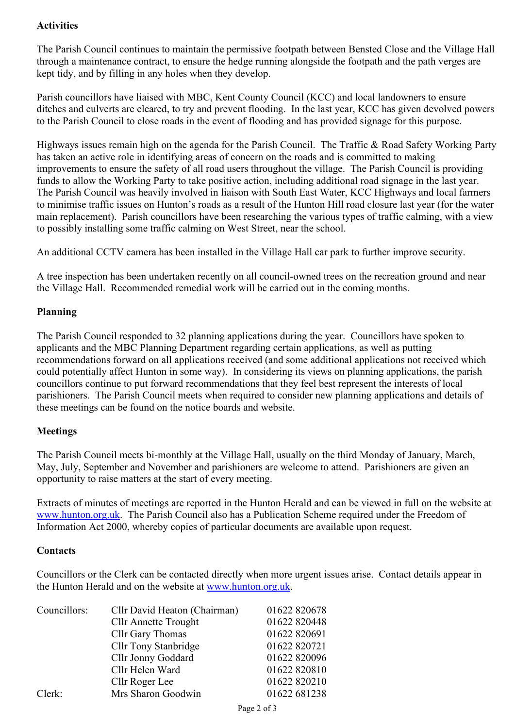**Activities**

The Parish Council continues to maintain the permissive footpath between Bensted Close and the Village Hall through a maintenance contract, to ensure the hedge running alongside the footpath and the path verges are kept tidy, and by filling in any holes when they develop.

Parish councillors have liaised with MBC, Kent County Council (KCC) and local landowners to ensure ditches and culverts are cleared, to try and prevent flooding. In the last year, KCC has given devolved powers to the Parish Council to close roads in the event of flooding and has provided signage for this purpose.

Highways issues remain high on the agenda for the Parish Council. The Traffic & Road Safety Working Party has taken an active role in identifying areas of concern on the roads and is committed to making improvements to ensure the safety of all road users throughout the village. The Parish Council is providing funds to allow the Working Party to take positive action, including additional road signage in the last year. The Parish Council was heavily involved in liaison with South East Water, KCC Highways and local farmers to minimise traffic issues on Hunton's roads as a result of the Hunton Hill road closure last year (for the water main replacement). Parish councillors have been researching the various types of traffic calming, with a view to possibly installing some traffic calming on West Street, near the school.

An additional CCTV camera has been installed in the Village Hall car park to further improve security.

A tree inspection has been undertaken recently on all council-owned trees on the recreation ground and near the Village Hall. Recommended remedial work will be carried out in the coming months.

**Planning**

The Parish Council responded to 32 planning applications during the year. Councillors have spoken to applicants and the MBC Planning Department regarding certain applications, as well as putting recommendations forward on all applications received (and some additional applications not received which could potentially affect Hunton in some way). In considering its views on planning applications, the parish councillors continue to put forward recommendations that they feel best represent the interests of local parishioners. The Parish Council meets when required to consider new planning applications and details of these meetings can be found on the notice boards and website.

**Meetings**

The Parish Council meets bi-monthly at the Village Hall, usually on the third Monday of January, March, May, July, September and November and parishioners are welcome to attend. Parishioners are given an opportunity to raise matters at the start of every meeting.

Extracts of minutes of meetings are reported in the Hunton Herald and can be viewed in full on the website at www.hunton.org.uk. The Parish Council also has a Publication Scheme required under the Freedom of Information Act 2000, whereby copies of particular documents are available upon request.

**Contacts**

Councillors or the Clerk can be contacted directly when more urgent issues arise. Contact details appear in the Hunton Herald and on the website at www.hunton.org.uk.

| | | |
|---|---|---|
| Councillors: | Cllr David Heaton (Chairman) | 01622 820678 |
| | Cllr Annette Trought | 01622 820448 |
| | Cllr Gary Thomas | 01622 820691 |
| | Cllr Tony Stanbridge | 01622 820721 |
| | Cllr Jonny Goddard | 01622 820096 |
| | Cllr Helen Ward | 01622 820810 |
| | Cllr Roger Lee | 01622 820210 |
| Clerk: | Mrs Sharon Goodwin | 01622 681238 |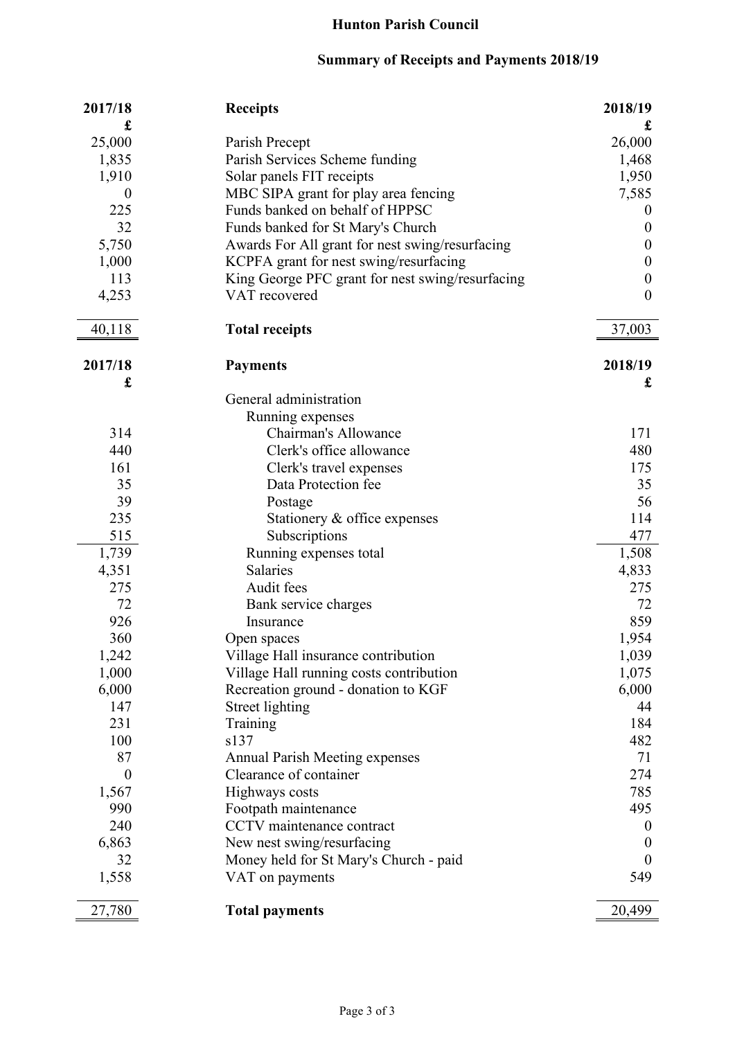# Hunton Parish Council

## Summary of Receipts and Payments 2018/19

| 2017/18 £ | Receipts | 2018/19 £ |
|---|---|---|
| 25,000 | Parish Precept | 26,000 |
| 1,835 | Parish Services Scheme funding | 1,468 |
| 1,910 | Solar panels FIT receipts | 1,950 |
| 0 | MBC SIPA grant for play area fencing | 7,585 |
| 225 | Funds banked on behalf of HPPSC | 0 |
| 32 | Funds banked for St Mary's Church | 0 |
| 5,750 | Awards For All grant for nest swing/resurfacing | 0 |
| 1,000 | KCPFA grant for nest swing/resurfacing | 0 |
| 113 | King George PFC grant for nest swing/resurfacing | 0 |
| 4,253 | VAT recovered | 0 |
| 40,118 | **Total receipts** | 37,003 |

| 2017/18 £ | Payments | 2018/19 £ |
|---|---|---|
| | General administration | |
| | Running expenses | |
| 314 | Chairman's Allowance | 171 |
| 440 | Clerk's office allowance | 480 |
| 161 | Clerk's travel expenses | 175 |
| 35 | Data Protection fee | 35 |
| 39 | Postage | 56 |
| 235 | Stationery & office expenses | 114 |
| 515 | Subscriptions | 477 |
| 1,739 | Running expenses total | 1,508 |
| 4,351 | Salaries | 4,833 |
| 275 | Audit fees | 275 |
| 72 | Bank service charges | 72 |
| 926 | Insurance | 859 |
| 360 | Open spaces | 1,954 |
| 1,242 | Village Hall insurance contribution | 1,039 |
| 1,000 | Village Hall running costs contribution | 1,075 |
| 6,000 | Recreation ground - donation to KGF | 6,000 |
| 147 | Street lighting | 44 |
| 231 | Training | 184 |
| 100 | s137 | 482 |
| 87 | Annual Parish Meeting expenses | 71 |
| 0 | Clearance of container | 274 |
| 1,567 | Highways costs | 785 |
| 990 | Footpath maintenance | 495 |
| 240 | CCTV maintenance contract | 0 |
| 6,863 | New nest swing/resurfacing | 0 |
| 32 | Money held for St Mary's Church - paid | 0 |
| 1,558 | VAT on payments | 549 |
| 27,780 | **Total payments** | 20,499 |